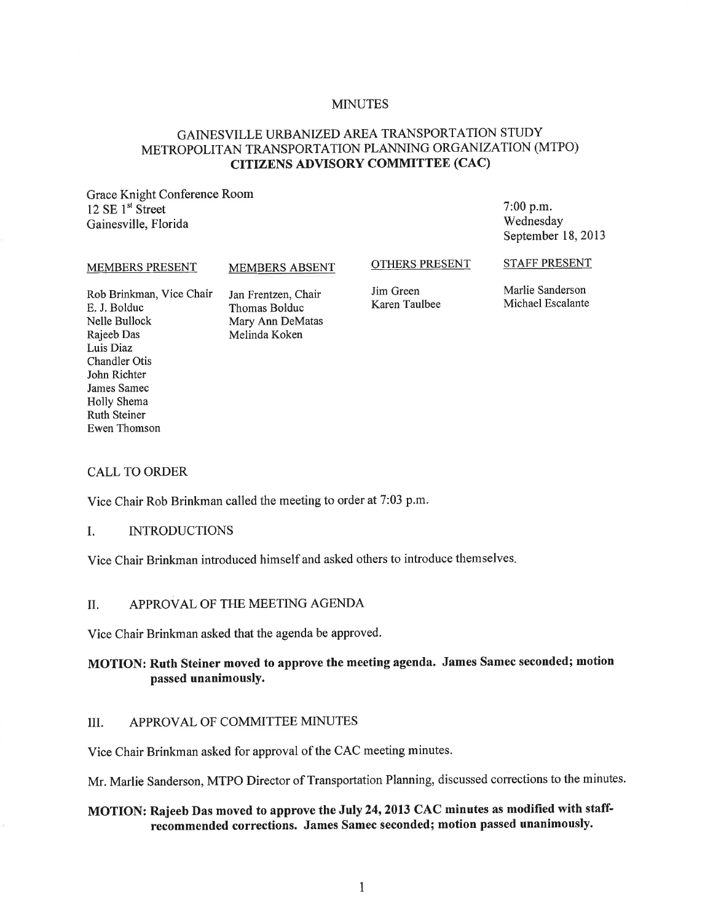# MINUTES

## GAINESVILLE URBANIZED AREA TRANSPORTATION STUDY
## METROPOLITAN TRANSPORTATION PLANNING ORGANIZATION (MTPO)
## CITIZENS ADVISORY COMMITTEE (CAC)

Grace Knight Conference Room
12 SE 1st Street
Gainesville, Florida

7:00 p.m.
Wednesday
September 18, 2013

| MEMBERS PRESENT | MEMBERS ABSENT | OTHERS PRESENT | STAFF PRESENT |
|---|---|---|---|
| Rob Brinkman, Vice Chair | Jan Frentzen, Chair | Jim Green | Marlie Sanderson |
| E. J. Bolduc | Thomas Bolduc | Karen Taulbee | Michael Escalante |
| Nelle Bullock | Mary Ann DeMatas | | |
| Rajeeb Das | Melinda Koken | | |
| Luis Diaz | | | |
| Chandler Otis | | | |
| John Richter | | | |
| James Samec | | | |
| Holly Shema | | | |
| Ruth Steiner | | | |
| Ewen Thomson | | | |

### CALL TO ORDER

Vice Chair Rob Brinkman called the meeting to order at 7:03 p.m.

### I. INTRODUCTIONS

Vice Chair Brinkman introduced himself and asked others to introduce themselves.

### II. APPROVAL OF THE MEETING AGENDA

Vice Chair Brinkman asked that the agenda be approved.

**MOTION: Ruth Steiner moved to approve the meeting agenda. James Samec seconded; motion passed unanimously.**

### III. APPROVAL OF COMMITTEE MINUTES

Vice Chair Brinkman asked for approval of the CAC meeting minutes.

Mr. Marlie Sanderson, MTPO Director of Transportation Planning, discussed corrections to the minutes.

**MOTION: Rajeeb Das moved to approve the July 24, 2013 CAC minutes as modified with staff-recommended corrections. James Samec seconded; motion passed unanimously.**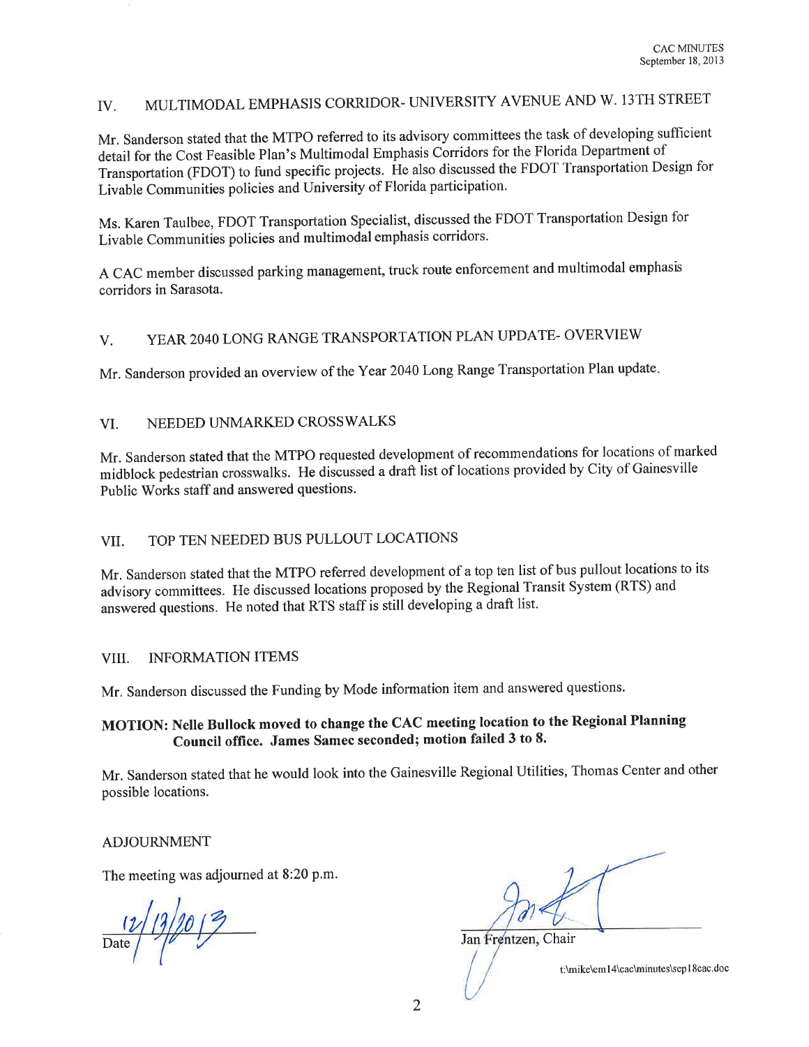## IV. MULTIMODAL EMPHASIS CORRIDOR- UNIVERSITY AVENUE AND W. 13TH STREET

Mr. Sanderson stated that the MTPO referred to its advisory committees the task of developing sufficient detail for the Cost Feasible Plan's Multimodal Emphasis Corridors for the Florida Department of Transportation (FDOT) to fund specific projects. He also discussed the FDOT Transportation Design for Livable Communities policies and University of Florida participation.

Ms. Karen Taulbee, FDOT Transportation Specialist, discussed the FDOT Transportation Design for Livable Communities policies and multimodal emphasis corridors.

A CAC member discussed parking management, truck route enforcement and multimodal emphasis corridors in Sarasota.

## V. YEAR 2040 LONG RANGE TRANSPORTATION PLAN UPDATE- OVERVIEW

Mr. Sanderson provided an overview of the Year 2040 Long Range Transportation Plan update.

## VI. NEEDED UNMARKED CROSSWALKS

Mr. Sanderson stated that the MTPO requested development of recommendations for locations of marked midblock pedestrian crosswalks. He discussed a draft list of locations provided by City of Gainesville Public Works staff and answered questions.

## VII. TOP TEN NEEDED BUS PULLOUT LOCATIONS

Mr. Sanderson stated that the MTPO referred development of a top ten list of bus pullout locations to its advisory committees. He discussed locations proposed by the Regional Transit System (RTS) and answered questions. He noted that RTS staff is still developing a draft list.

## VIII. INFORMATION ITEMS

Mr. Sanderson discussed the Funding by Mode information item and answered questions.

**MOTION: Nelle Bullock moved to change the CAC meeting location to the Regional Planning Council office. James Samec seconded; motion failed 3 to 8.**

Mr. Sanderson stated that he would look into the Gainesville Regional Utilities, Thomas Center and other possible locations.

## ADJOURNMENT

The meeting was adjourned at 8:20 p.m.

12/13/2013
Date

Jan Frentzen, Chair

t:\mike\em14\cac\minutes\sep18cac.doc